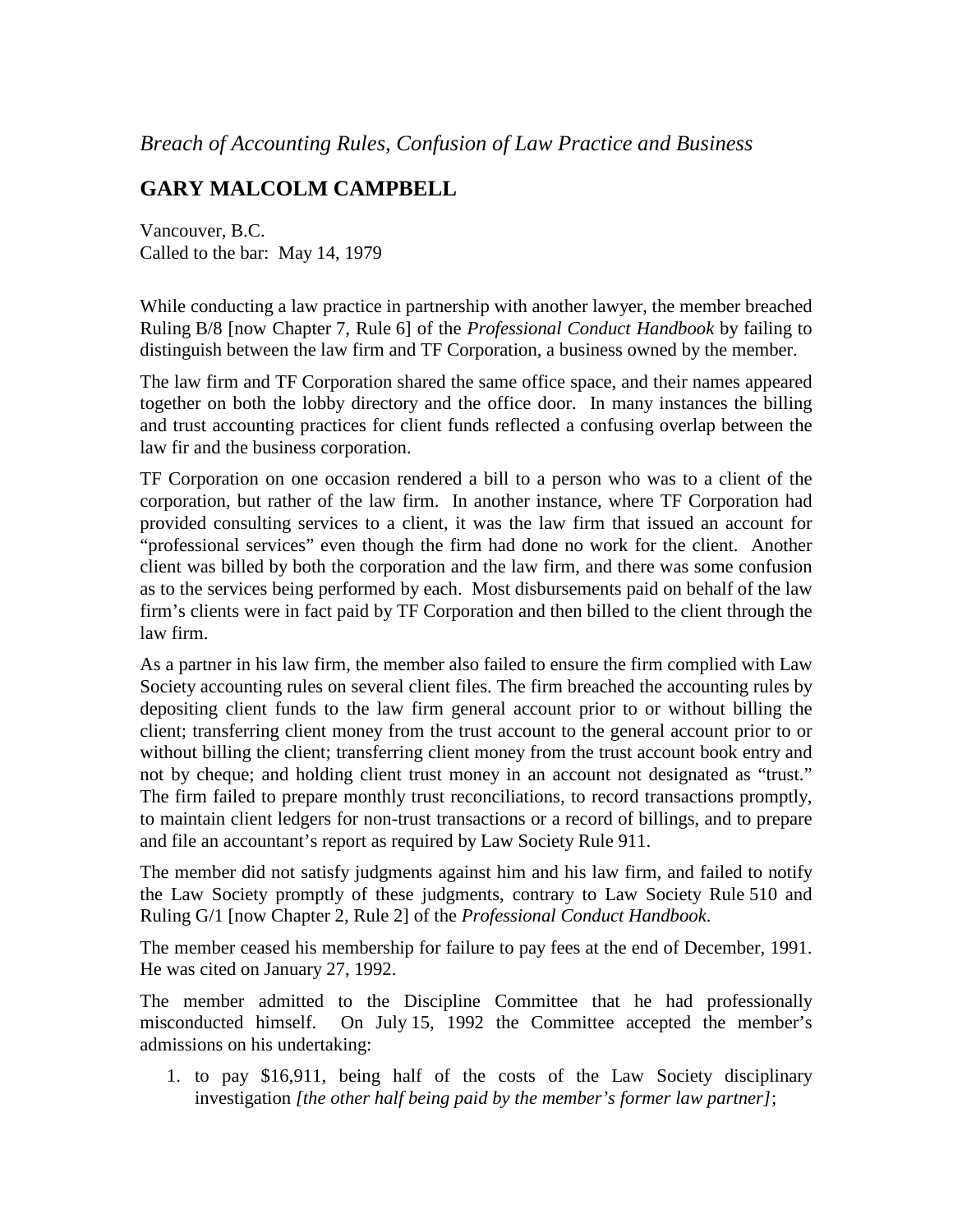*Breach of Accounting Rules, Confusion of Law Practice and Business*

## GARY MALCOLM CAMPBELL

Vancouver, B.C.
Called to the bar: May 14, 1979

While conducting a law practice in partnership with another lawyer, the member breached Ruling B/8 [now Chapter 7, Rule 6] of the *Professional Conduct Handbook* by failing to distinguish between the law firm and TF Corporation, a business owned by the member.

The law firm and TF Corporation shared the same office space, and their names appeared together on both the lobby directory and the office door. In many instances the billing and trust accounting practices for client funds reflected a confusing overlap between the law fir and the business corporation.

TF Corporation on one occasion rendered a bill to a person who was to a client of the corporation, but rather of the law firm. In another instance, where TF Corporation had provided consulting services to a client, it was the law firm that issued an account for "professional services" even though the firm had done no work for the client. Another client was billed by both the corporation and the law firm, and there was some confusion as to the services being performed by each. Most disbursements paid on behalf of the law firm's clients were in fact paid by TF Corporation and then billed to the client through the law firm.

As a partner in his law firm, the member also failed to ensure the firm complied with Law Society accounting rules on several client files. The firm breached the accounting rules by depositing client funds to the law firm general account prior to or without billing the client; transferring client money from the trust account to the general account prior to or without billing the client; transferring client money from the trust account book entry and not by cheque; and holding client trust money in an account not designated as "trust." The firm failed to prepare monthly trust reconciliations, to record transactions promptly, to maintain client ledgers for non-trust transactions or a record of billings, and to prepare and file an accountant's report as required by Law Society Rule 911.

The member did not satisfy judgments against him and his law firm, and failed to notify the Law Society promptly of these judgments, contrary to Law Society Rule 510 and Ruling G/1 [now Chapter 2, Rule 2] of the *Professional Conduct Handbook*.

The member ceased his membership for failure to pay fees at the end of December, 1991. He was cited on January 27, 1992.

The member admitted to the Discipline Committee that he had professionally misconducted himself. On July 15, 1992 the Committee accepted the member's admissions on his undertaking:

1. to pay $16,911, being half of the costs of the Law Society disciplinary investigation *[the other half being paid by the member's former law partner]*;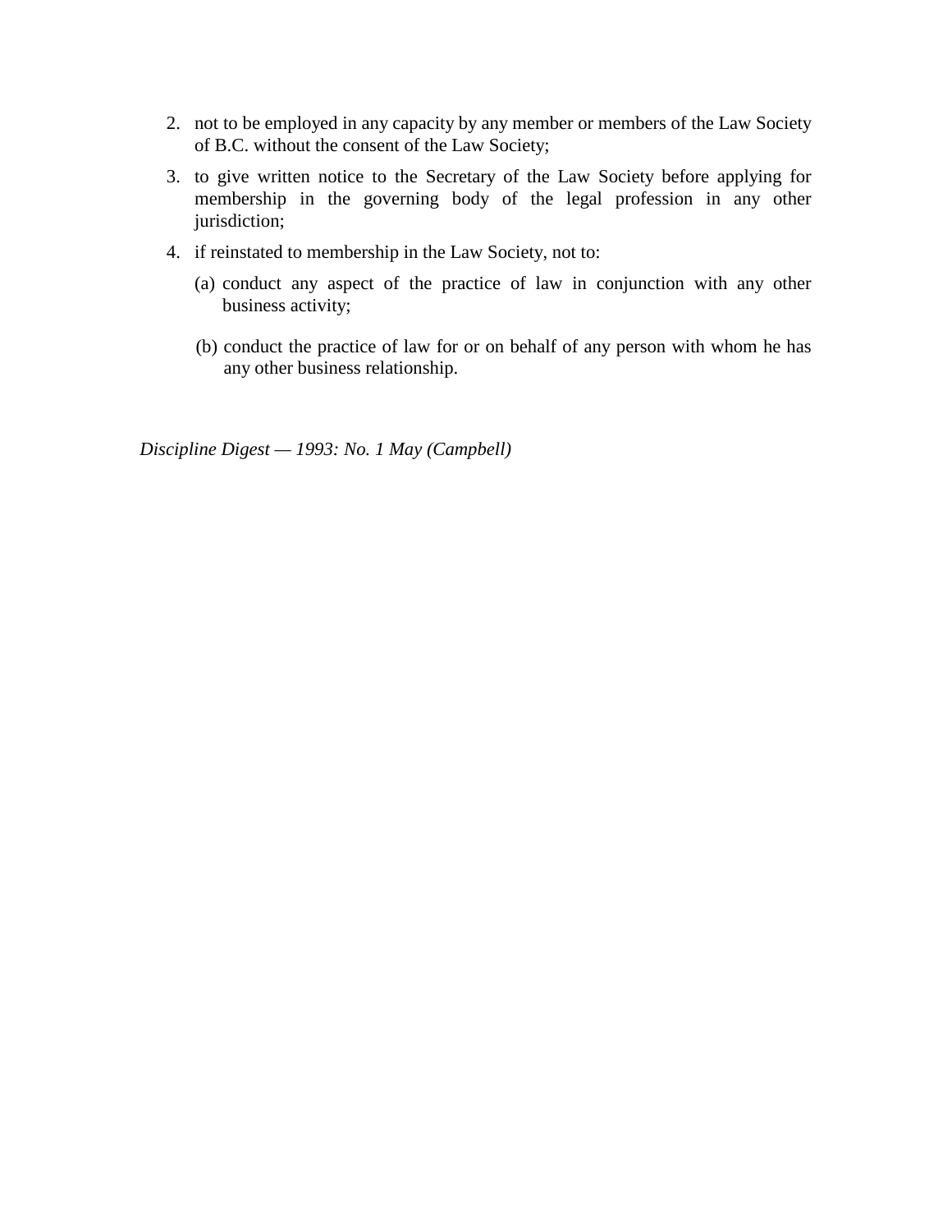2. not to be employed in any capacity by any member or members of the Law Society of B.C. without the consent of the Law Society;
3. to give written notice to the Secretary of the Law Society before applying for membership in the governing body of the legal profession in any other jurisdiction;
4. if reinstated to membership in the Law Society, not to:
   (a) conduct any aspect of the practice of law in conjunction with any other business activity;

   (b) conduct the practice of law for or on behalf of any person with whom he has any other business relationship.

*Discipline Digest — 1993: No. 1 May (Campbell)*